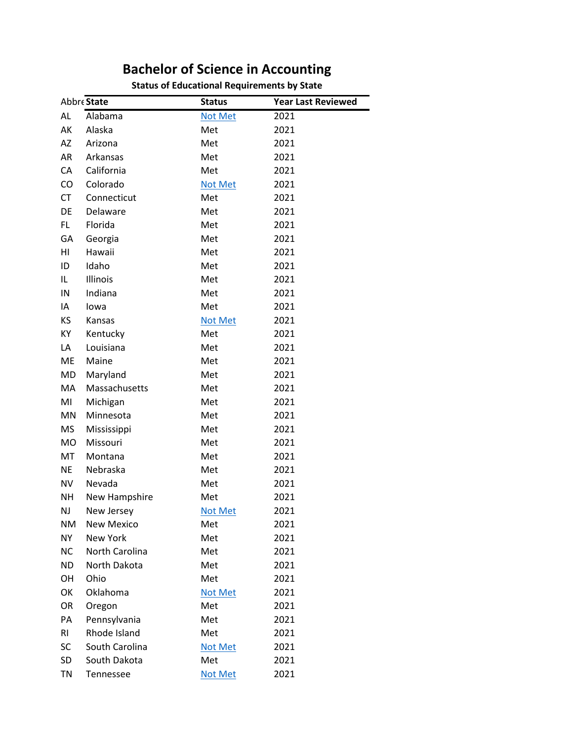# Bachelor of Science in Accounting

### Status of Educational Requirements by State

| Abbre | State | Status | Year Last Reviewed |
|---|---|---|---|
| AL | Alabama | Not Met | 2021 |
| AK | Alaska | Met | 2021 |
| AZ | Arizona | Met | 2021 |
| AR | Arkansas | Met | 2021 |
| CA | California | Met | 2021 |
| CO | Colorado | Not Met | 2021 |
| CT | Connecticut | Met | 2021 |
| DE | Delaware | Met | 2021 |
| FL | Florida | Met | 2021 |
| GA | Georgia | Met | 2021 |
| HI | Hawaii | Met | 2021 |
| ID | Idaho | Met | 2021 |
| IL | Illinois | Met | 2021 |
| IN | Indiana | Met | 2021 |
| IA | Iowa | Met | 2021 |
| KS | Kansas | Not Met | 2021 |
| KY | Kentucky | Met | 2021 |
| LA | Louisiana | Met | 2021 |
| ME | Maine | Met | 2021 |
| MD | Maryland | Met | 2021 |
| MA | Massachusetts | Met | 2021 |
| MI | Michigan | Met | 2021 |
| MN | Minnesota | Met | 2021 |
| MS | Mississippi | Met | 2021 |
| MO | Missouri | Met | 2021 |
| MT | Montana | Met | 2021 |
| NE | Nebraska | Met | 2021 |
| NV | Nevada | Met | 2021 |
| NH | New Hampshire | Met | 2021 |
| NJ | New Jersey | Not Met | 2021 |
| NM | New Mexico | Met | 2021 |
| NY | New York | Met | 2021 |
| NC | North Carolina | Met | 2021 |
| ND | North Dakota | Met | 2021 |
| OH | Ohio | Met | 2021 |
| OK | Oklahoma | Not Met | 2021 |
| OR | Oregon | Met | 2021 |
| PA | Pennsylvania | Met | 2021 |
| RI | Rhode Island | Met | 2021 |
| SC | South Carolina | Not Met | 2021 |
| SD | South Dakota | Met | 2021 |
| TN | Tennessee | Not Met | 2021 |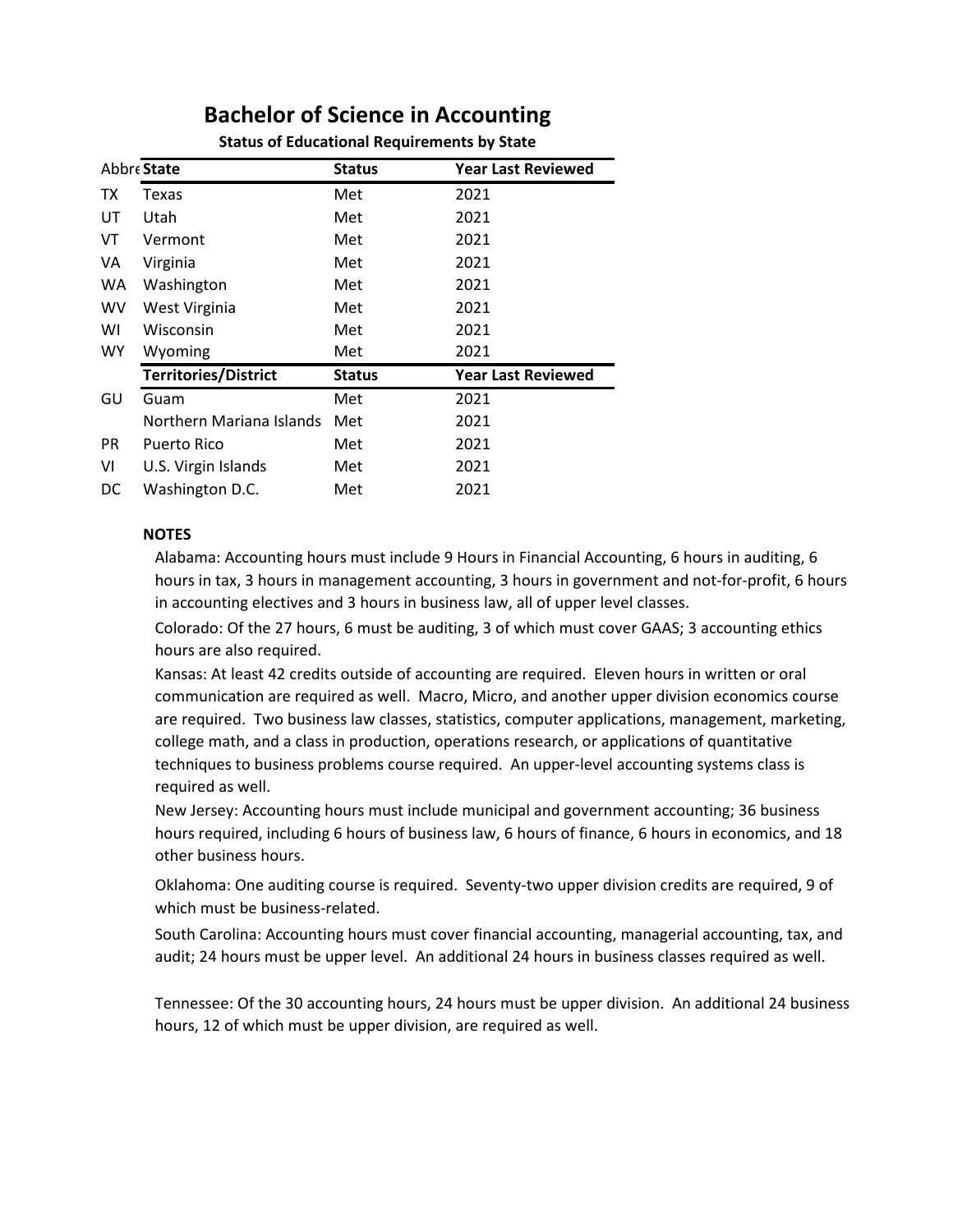# Bachelor of Science in Accounting

**Status of Educational Requirements by State**

| Abbre | State | Status | Year Last Reviewed |
|---|---|---|---|
| TX | Texas | Met | 2021 |
| UT | Utah | Met | 2021 |
| VT | Vermont | Met | 2021 |
| VA | Virginia | Met | 2021 |
| WA | Washington | Met | 2021 |
| WV | West Virginia | Met | 2021 |
| WI | Wisconsin | Met | 2021 |
| WY | Wyoming | Met | 2021 |
| | **Territories/District** | **Status** | **Year Last Reviewed** |
| GU | Guam | Met | 2021 |
| | Northern Mariana Islands | Met | 2021 |
| PR | Puerto Rico | Met | 2021 |
| VI | U.S. Virgin Islands | Met | 2021 |
| DC | Washington D.C. | Met | 2021 |

**NOTES**

Alabama: Accounting hours must include 9 Hours in Financial Accounting, 6 hours in auditing, 6 hours in tax, 3 hours in management accounting, 3 hours in government and not-for-profit, 6 hours in accounting electives and 3 hours in business law, all of upper level classes.

Colorado: Of the 27 hours, 6 must be auditing, 3 of which must cover GAAS; 3 accounting ethics hours are also required.

Kansas: At least 42 credits outside of accounting are required. Eleven hours in written or oral communication are required as well. Macro, Micro, and another upper division economics course are required. Two business law classes, statistics, computer applications, management, marketing, college math, and a class in production, operations research, or applications of quantitative techniques to business problems course required. An upper-level accounting systems class is required as well.

New Jersey: Accounting hours must include municipal and government accounting; 36 business hours required, including 6 hours of business law, 6 hours of finance, 6 hours in economics, and 18 other business hours.

Oklahoma: One auditing course is required. Seventy-two upper division credits are required, 9 of which must be business-related.

South Carolina: Accounting hours must cover financial accounting, managerial accounting, tax, and audit; 24 hours must be upper level. An additional 24 hours in business classes required as well.

Tennessee: Of the 30 accounting hours, 24 hours must be upper division. An additional 24 business hours, 12 of which must be upper division, are required as well.